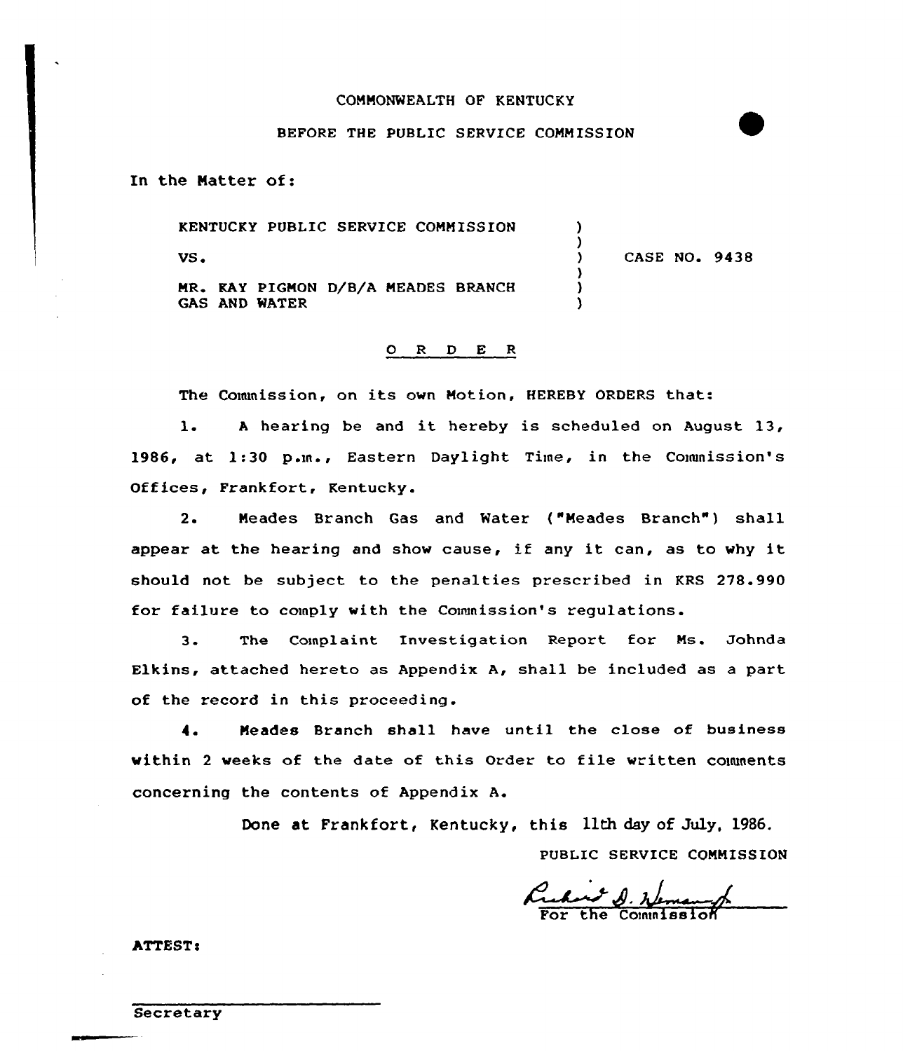COMMONWEALTH OF KENTUCKY

BEFORE THE PUBLIC SERVICE COMMISSION

In the Matter of:

KENTUCKY PUBLIC SERVICE COMMISSION
VS.
MR. KAY PIGMON D/B/A MEADES BRANCH GAS AND WATER

CASE NO. 9438

## O R D E R

The Commission, on its own Motion, HEREBY ORDERS that:

1. A hearing be and it hereby is scheduled on August 13, 1986, at 1:30 p.m., Eastern Daylight Time, in the Commission's Offices, Frankfort, Kentucky.

2. Meades Branch Gas and Water ("Meades Branch") shall appear at the hearing and show cause, if any it can, as to why it should not be subject to the penalties prescribed in KRS 278.990 for failure to comply with the Commission's regulations.

3. The Complaint Investigation Report for Ms. Johnda Elkins, attached hereto as Appendix A, shall be included as a part of the record in this proceeding.

4. Meades Branch shall have until the close of business within 2 weeks of the date of this Order to file written comments concerning the contents of Appendix A.

Done at Frankfort, Kentucky, this 11th day of July, 1986.

PUBLIC SERVICE COMMISSION

For the Commission

ATTEST:

Secretary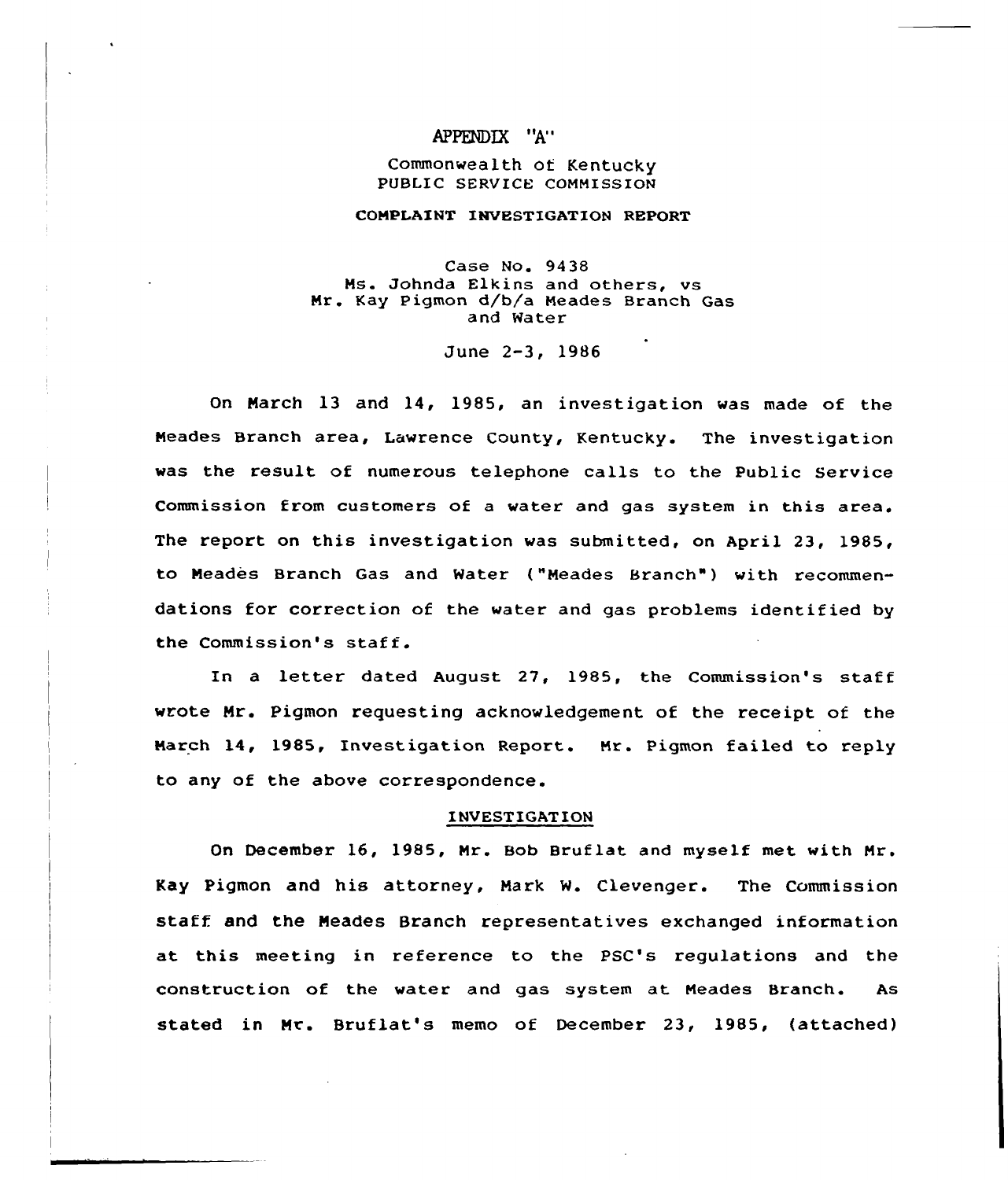APPENDIX "A"

Commonwealth of Kentucky
PUBLIC SERVICE COMMISSION

**COMPLAINT INVESTIGATION REPORT**

Case No. 9438
Ms. Johnda Elkins and others, vs
Mr. Kay Pigmon d/b/a Meades Branch Gas
and Water

June 2-3, 1986

On March 13 and 14, 1985, an investigation was made of the Meades Branch area, Lawrence County, Kentucky. The investigation was the result of numerous telephone calls to the Public Service Commission from customers of a water and gas system in this area. The report on this investigation was submitted, on April 23, 1985, to Meades Branch Gas and Water ("Meades Branch") with recommendations for correction of the water and gas problems identified by the Commission's staff.

In a letter dated August 27, 1985, the Commission's staff wrote Mr. Pigmon requesting acknowledgement of the receipt of the March 14, 1985, Investigation Report. Mr. Pigmon failed to reply to any of the above correspondence.

INVESTIGATION

On December 16, 1985, Mr. Bob Bruflat and myself met with Mr. Kay Pigmon and his attorney, Mark W. Clevenger. The Commission staff and the Meades Branch representatives exchanged information at this meeting in reference to the PSC's regulations and the construction of the water and gas system at Meades Branch. As stated in Mr. Bruflat's memo of December 23, 1985, (attached)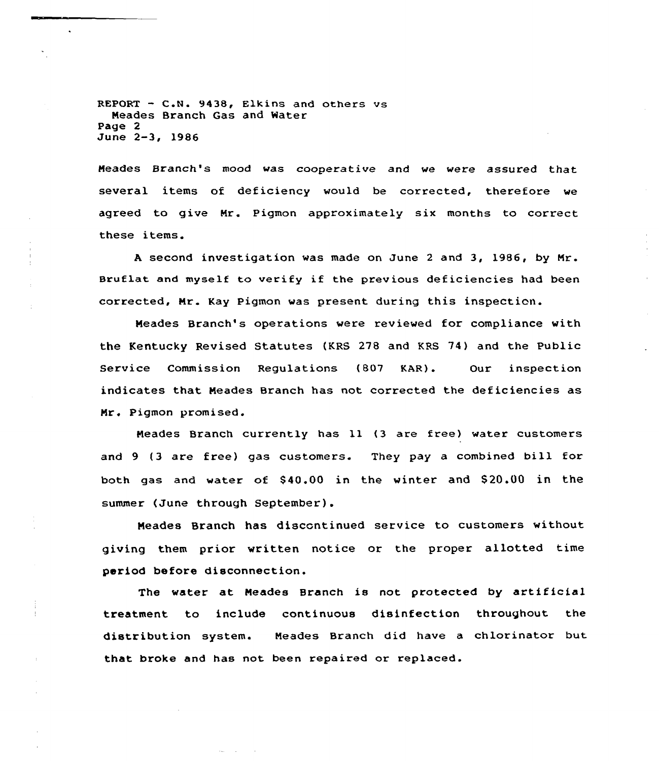Meades Branch's mood was cooperative and we were assured that several items of deficiency would be corrected, therefore we agreed to give Mr. Pigmon approximately six months to correct these items.

A second investigation was made on June 2 and 3, 1986, by Mr. Bruflat and myself to verify if the previous deficiencies had been corrected, Mr. Kay Pigmon was present during this inspection.

Meades Branch's operations were reviewed for compliance with the Kentucky Revised Statutes (KRS 278 and KRS 74) and the Public Service Commission Regulations (807 KAR). Our inspection indicates that Meades Branch has not corrected the deficiencies as Mr. Pigmon promised.

Meades Branch currently has 11 (3 are free) water customers and 9 (3 are free) gas customers. They pay a combined bill for both gas and water of $40.00 in the winter and $20.00 in the summer (June through September).

Meades Branch has discontinued service to customers without giving them prior written notice or the proper allotted time period before disconnection.

The water at Meades Branch is not protected by artificial treatment to include continuous disinfection throughout the distribution system. Meades Branch did have a chlorinator but that broke and has not been repaired or replaced.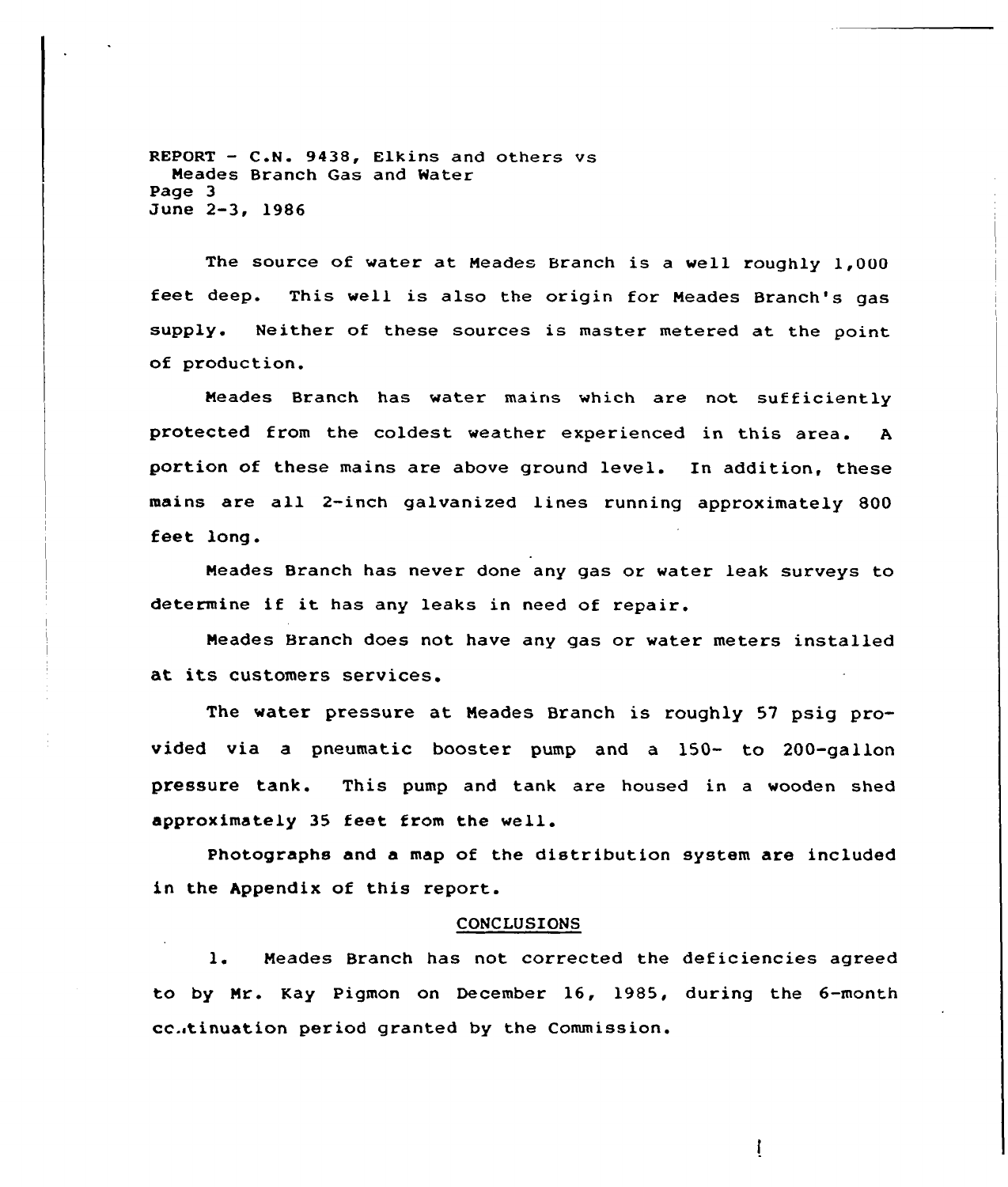The source of water at Meades Branch is a well roughly 1,000 feet deep. This well is also the origin for Meades Branch's gas supply. Neither of these sources is master metered at the point of production.

Meades Branch has water mains which are not sufficiently protected from the coldest weather experienced in this area. A portion of these mains are above ground level. In addition, these mains are all 2-inch galvanized lines running approximately 800 feet long.

Meades Branch has never done any gas or water leak surveys to determine if it has any leaks in need of repair.

Meades Branch does not have any gas or water meters installed at its customers services.

The water pressure at Meades Branch is roughly 57 psig provided via a pneumatic booster pump and a 150- to 200-gallon pressure tank. This pump and tank are housed in a wooden shed approximately 35 feet from the well.

Photographs and a map of the distribution system are included in the Appendix of this report.

## CONCLUSIONS

1. Meades Branch has not corrected the deficiencies agreed to by Mr. Kay Pigmon on December 16, 1985, during the 6-month continuation period granted by the Commission.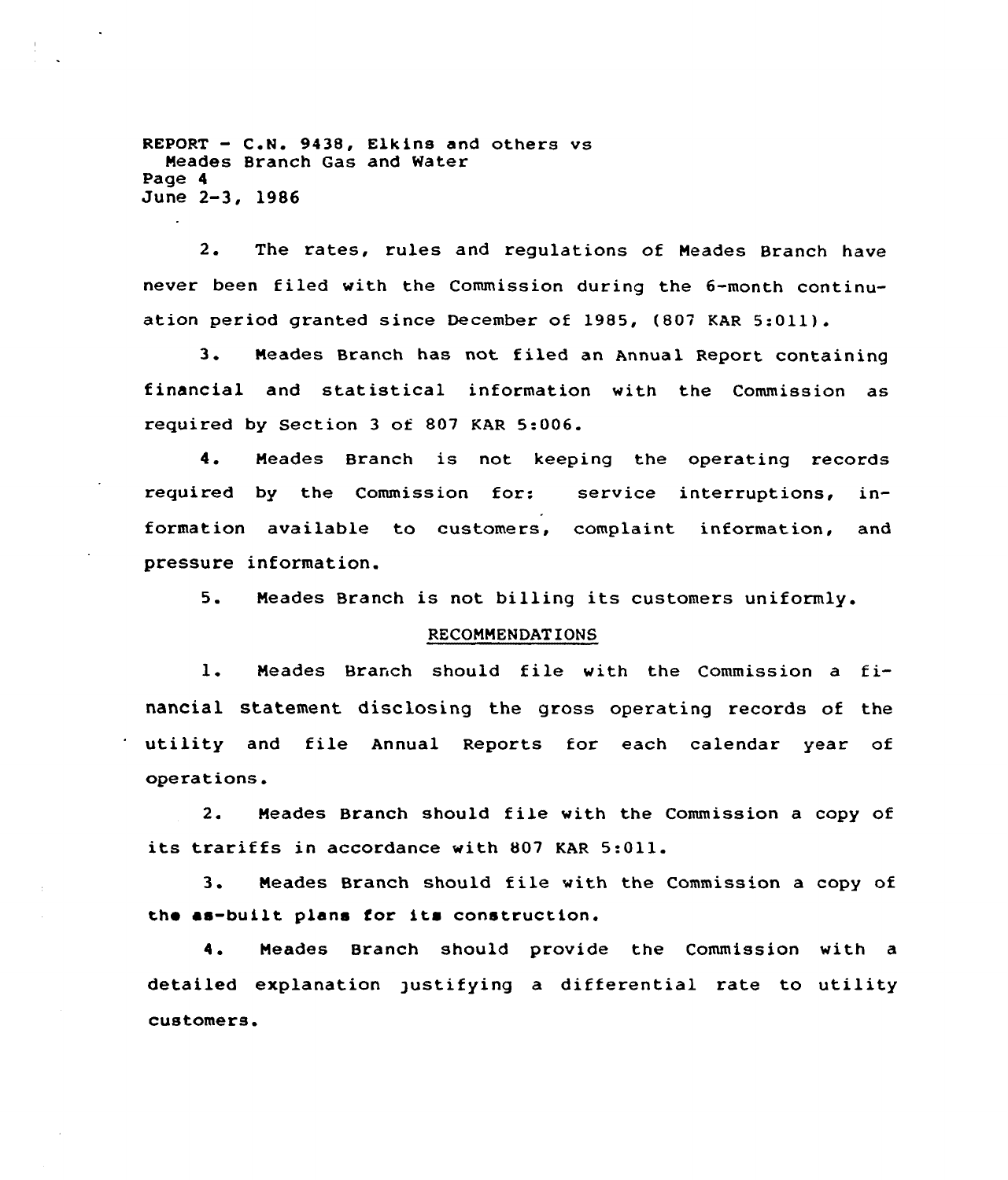2. The rates, rules and regulations of Meades Branch have never been filed with the Commission during the 6-month continuation period granted since December of 1985, (807 KAR 5:011).

3. Meades Branch has not filed an Annual Report containing financial and statistical information with the Commission as required by Section 3 of 807 KAR 5:006.

4. Meades Branch is not keeping the operating records required by the Commission for: service interruptions, information available to customers, complaint information, and pressure information.

5. Meades Branch is not billing its customers uniformly.

## RECOMMENDATIONS

1. Meades Branch should file with the Commission a financial statement disclosing the gross operating records of the utility and file Annual Reports for each calendar year of operations.

2. Meades Branch should file with the Commission a copy of its trariffs in accordance with 807 KAR 5:011.

3. Meades Branch should file with the Commission a copy of the as-built plans for its construction.

4. Meades Branch should provide the Commission with a detailed explanation justifying a differential rate to utility customers.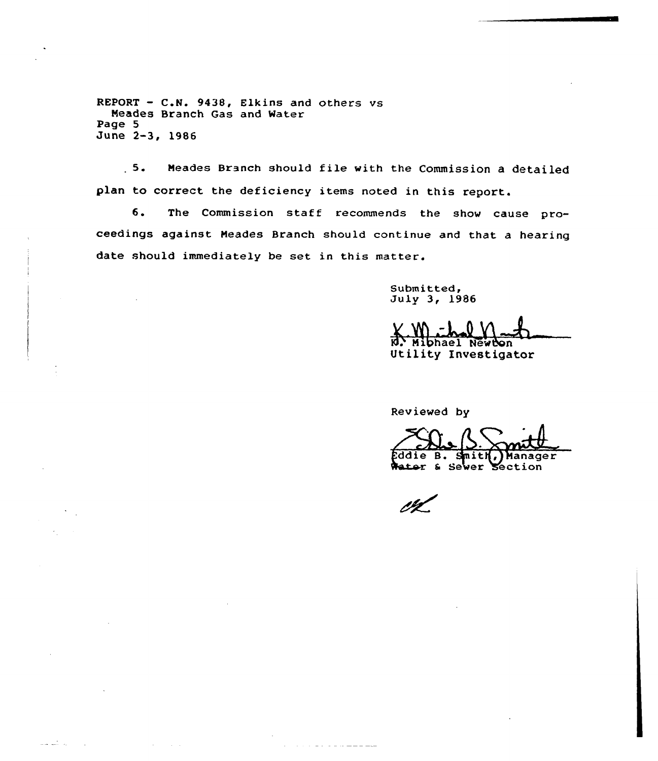REPORT - C.N. 9438, Elkins and others vs
Meades Branch Gas and Water
Page 5
June 2-3, 1986

5. Meades Branch should file with the Commission a detailed plan to correct the deficiency items noted in this report.

6. The Commission staff recommends the show cause proceedings against Meades Branch should continue and that a hearing date should immediately be set in this matter.

Submitted,
July 3, 1986

K. Michael Newton
Utility Investigator

Reviewed by

Eddie B. Smith, Manager
Water & Sewer Section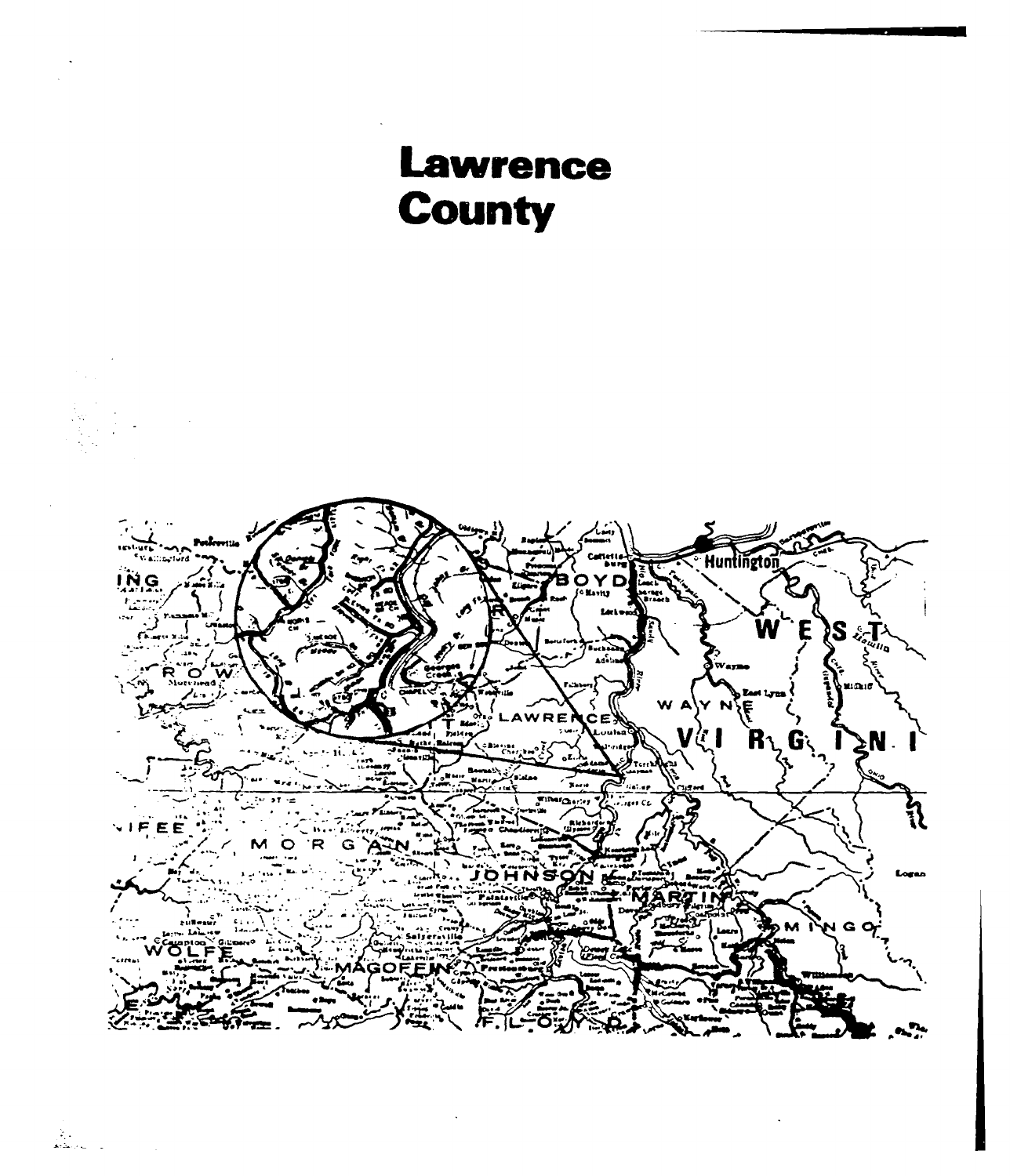# Lawrence County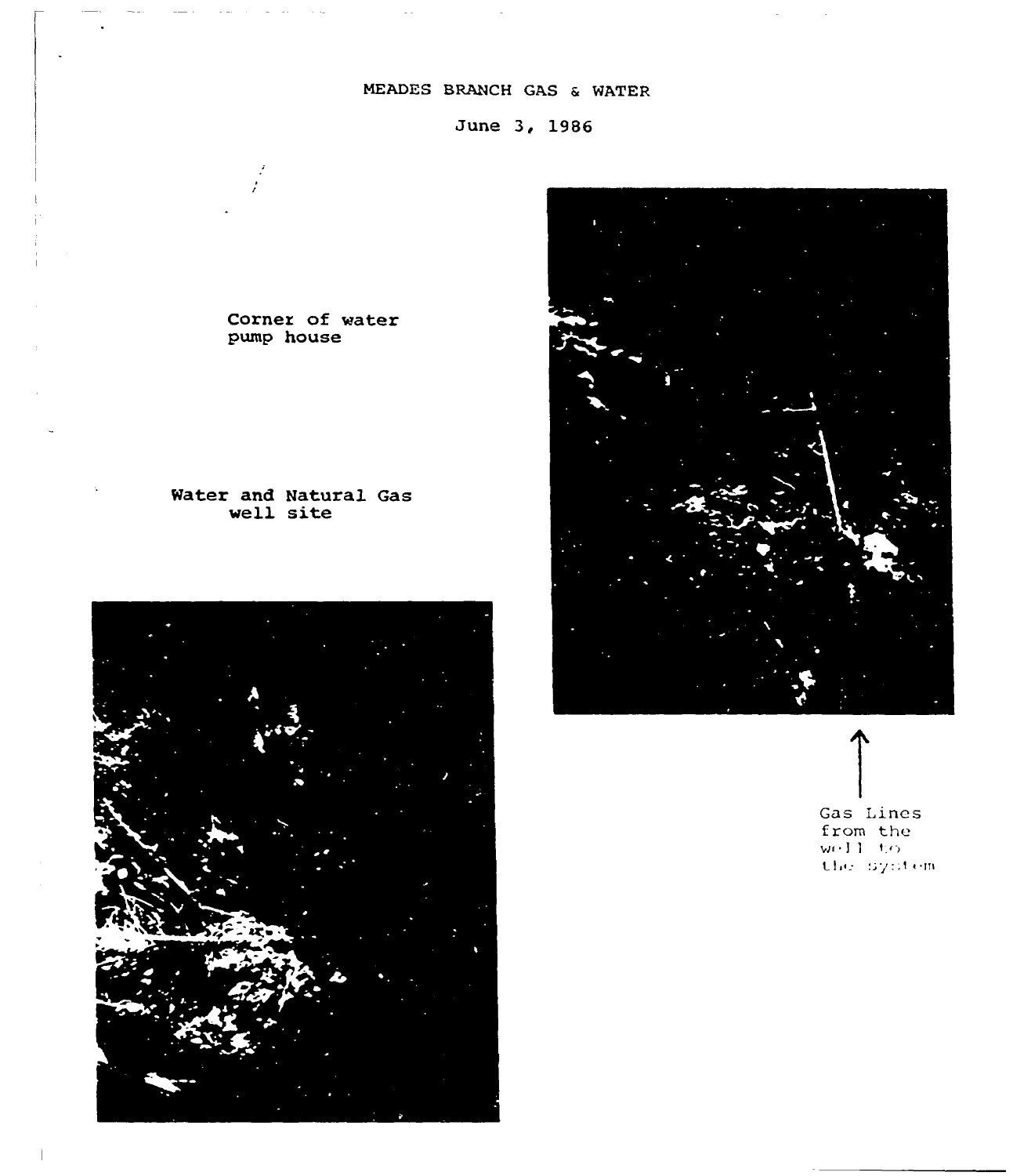MEADES BRANCH GAS & WATER

June 3, 1986

Corner of water pump house

Water and Natural Gas well site

Gas Lines from the well to the system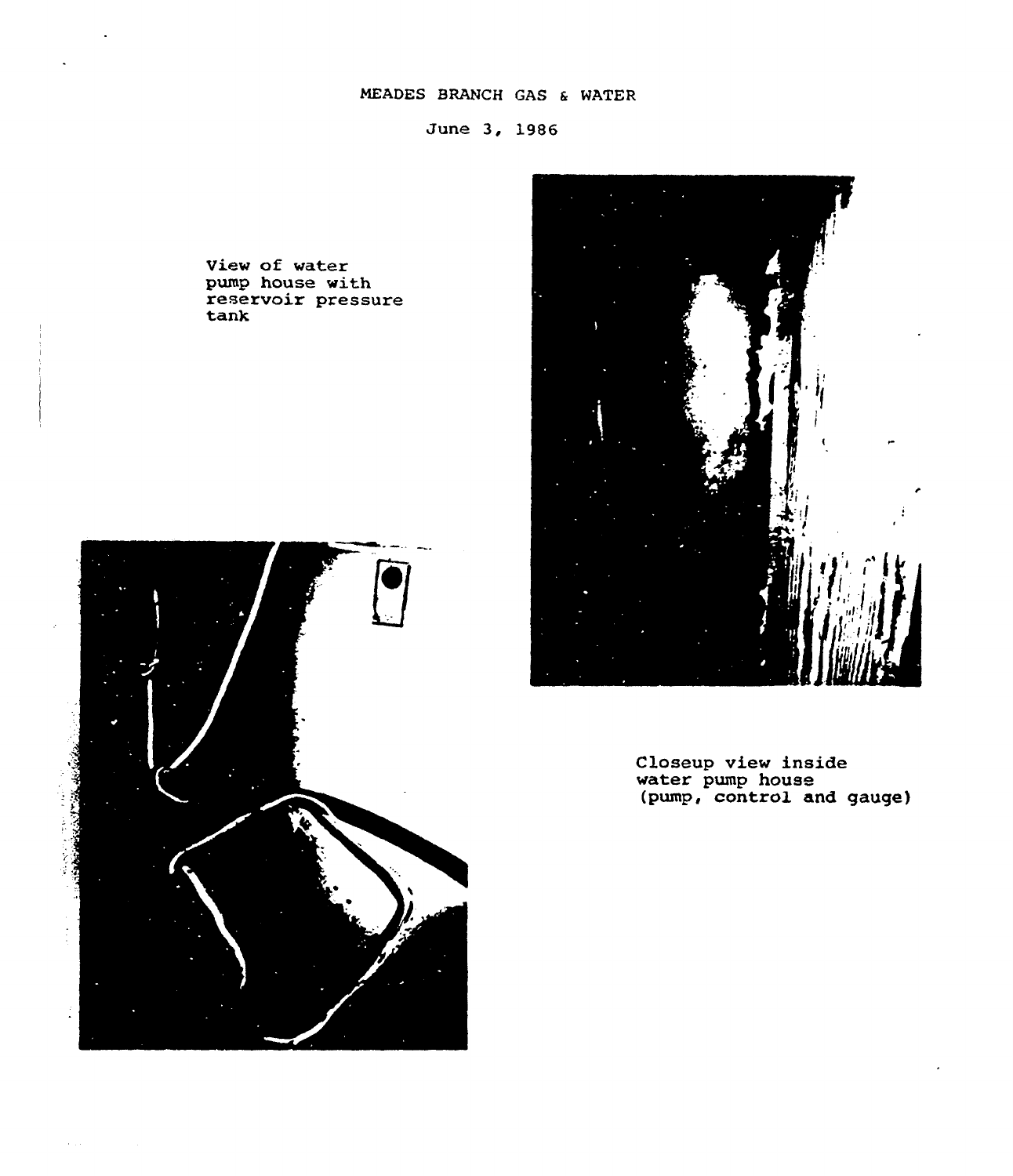MEADES BRANCH GAS & WATER

June 3, 1986

View of water pump house with reservoir pressure tank

Closeup view inside water pump house (pump, control and gauge)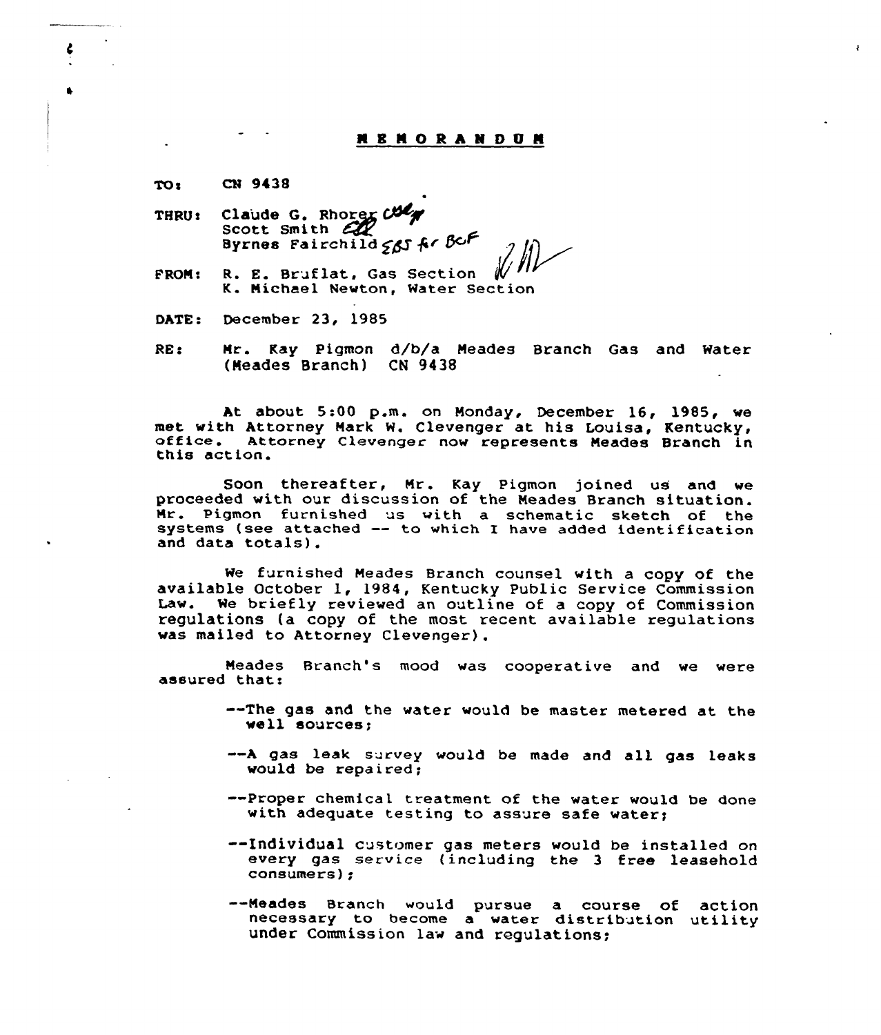# MEMORANDUM

TO: CN 9438

THRU: Claude G. Rhorer CGR
Scott Smith
Byrnes Fairchild SBS for BCF

FROM: R. E. Bruflat, Gas Section
K. Michael Newton, Water Section

DATE: December 23, 1985

RE: Mr. Kay Pigmon d/b/a Meades Branch Gas and Water (Meades Branch) CN 9438

At about 5:00 p.m. on Monday, December 16, 1985, we met with Attorney Mark W. Clevenger at his Louisa, Kentucky, office. Attorney Clevenger now represents Meades Branch in this action.

Soon thereafter, Mr. Kay Pigmon joined us and we proceeded with our discussion of the Meades Branch situation. Mr. Pigmon furnished us with a schematic sketch of the systems (see attached -- to which I have added identification and data totals).

We furnished Meades Branch counsel with a copy of the available October 1, 1984, Kentucky Public Service Commission Law. We briefly reviewed an outline of a copy of Commission regulations (a copy of the most recent available regulations was mailed to Attorney Clevenger).

Meades Branch's mood was cooperative and we were assured that:

--The gas and the water would be master metered at the well sources;

--A gas leak survey would be made and all gas leaks would be repaired;

--Proper chemical treatment of the water would be done with adequate testing to assure safe water;

--Individual customer gas meters would be installed on every gas service (including the 3 free leasehold consumers);

--Meades Branch would pursue a course of action necessary to become a water distribution utility under Commission law and regulations;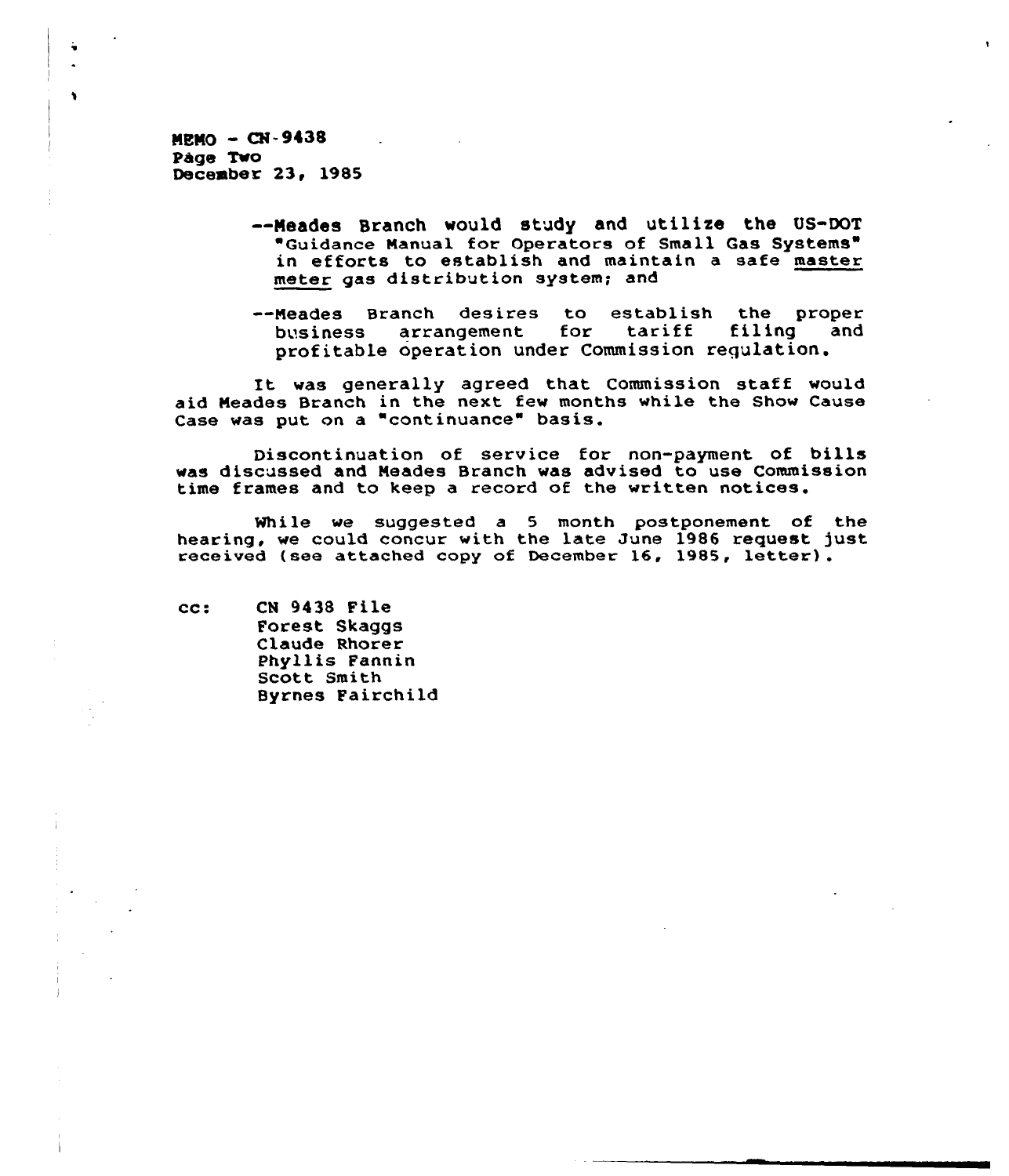MEMO - CN-9438
Page Two
December 23, 1985

--Meades Branch would study and utilize the US-DOT "Guidance Manual for Operators of Small Gas Systems" in efforts to establish and maintain a safe <u>master meter</u> gas distribution system; and

--Meades Branch desires to establish the proper business arrangement for tariff filing and profitable operation under Commission regulation.

It was generally agreed that Commission staff would aid Meades Branch in the next few months while the Show Cause Case was put on a "continuance" basis.

Discontinuation of service for non-payment of bills was discussed and Meades Branch was advised to use Commission time frames and to keep a record of the written notices.

While we suggested a 5 month postponement of the hearing, we could concur with the late June 1986 request just received (see attached copy of December 16, 1985, letter).

cc: CN 9438 File
Forest Skaggs
Claude Rhorer
Phyllis Fannin
Scott Smith
Byrnes Fairchild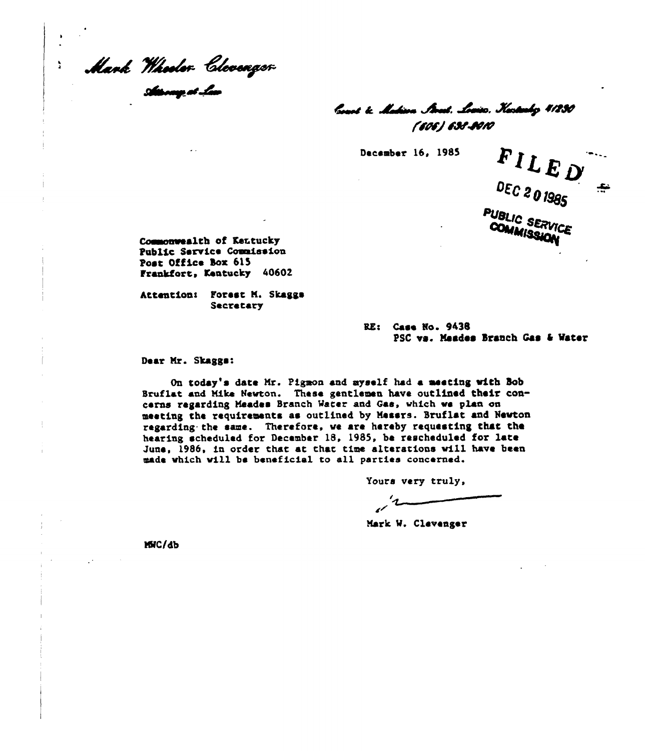*Mark Wheeler Clevenger*

*Attorney at Law*

*Court & Madison Street, Louisa, Kentucky 41230*

*(606) 638-9010*

December 16, 1985

FILED

DEC 20 1985

PUBLIC SERVICE COMMISSION

Commonwealth of Kentucky
Public Service Commission
Post Office Box 615
Frankfort, Kentucky 40602

Attention: Forest M. Skaggs
Secretary

RE: Case No. 9438
PSC vs. Meades Branch Gas & Water

Dear Mr. Skaggs:

On today's date Mr. Pigmon and myself had a meeting with Bob Bruflat and Mike Newton. These gentlemen have outlined their concerns regarding Meades Branch Water and Gas, which we plan on meeting the requirements as outlined by Messrs. Bruflat and Newton regarding the same. Therefore, we are hereby requesting that the hearing scheduled for December 18, 1985, be rescheduled for late June, 1986, in order that at that time alterations will have been made which will be beneficial to all parties concerned.

Yours very truly,

Mark W. Clevenger

MWC/db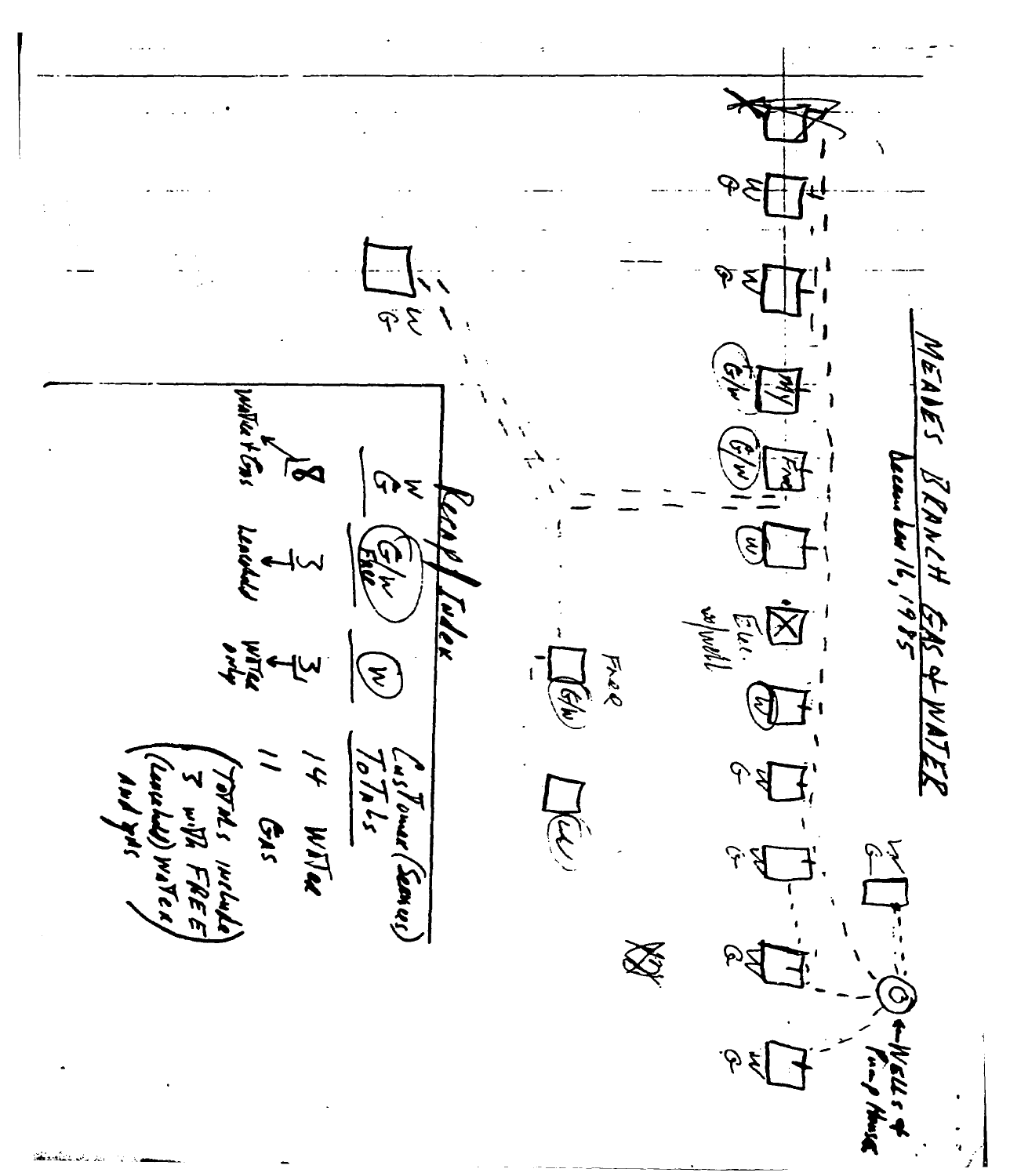# MEADES BRANCH GAS + WATER

December 16, 1985

← Wells + Pump House

Elec. w/well

Free

## Recap/Index

| | | | Customer (Services) Totals |
|---|---|---|---|
| W G | G/W Free | W | 14 Water |
| 8 | 3 | 3 | 11 Gas |
| water + Gas | leaded | Water only | |

(Totals include 3 with FREE (leaded) water and gas)